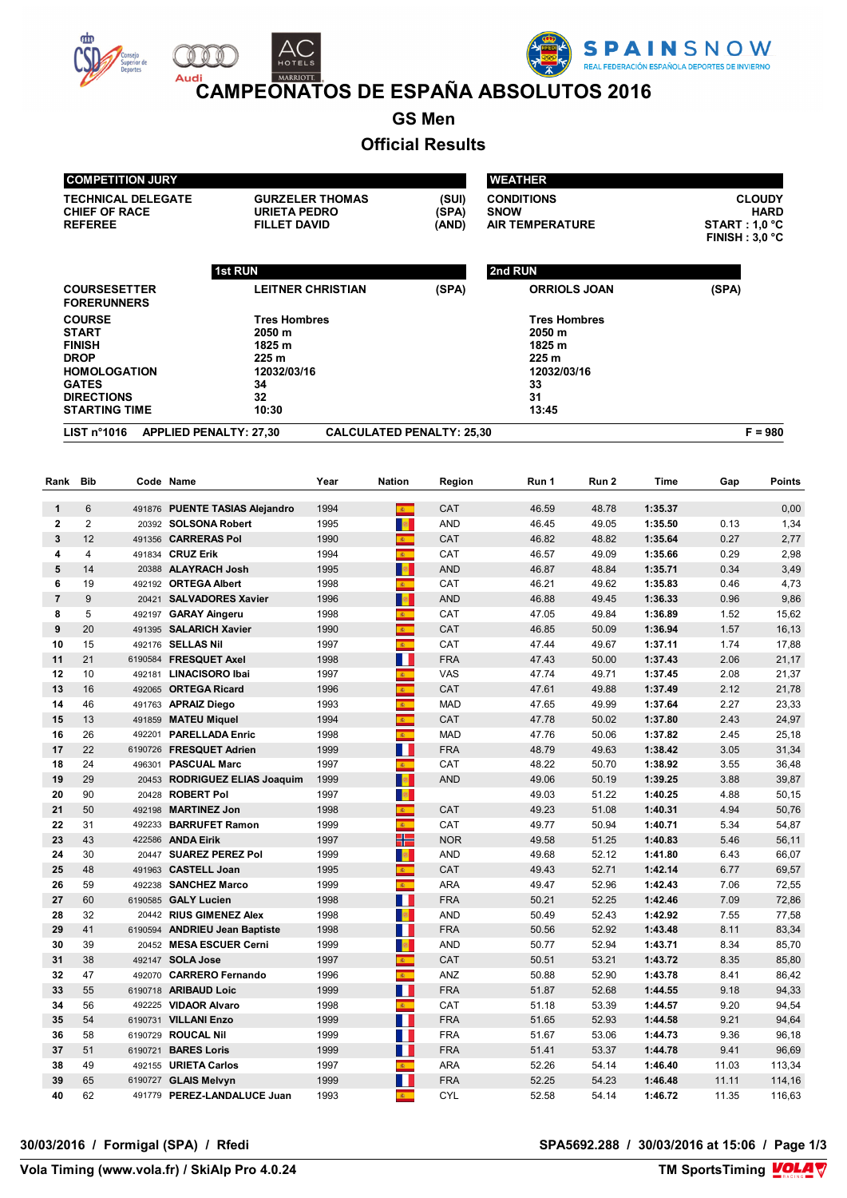# CAMPEONATOS DE ESPAÑA ABSOLUTOS 2016

## GS Men

## Official Results

| COMPETITION JURY | | |
|---|---|---|
| TECHNICAL DELEGATE | GURZELER THOMAS | (SUI) |
| CHIEF OF RACE | URIETA PEDRO | (SPA) |
| REFEREE | FILLET DAVID | (AND) |

| WEATHER | |
|---|---|
| CONDITIONS | CLOUDY |
| SNOW | HARD |
| AIR TEMPERATURE | START : 1,0 °C<br>FINISH : 3,0 °C |

| | 1st RUN | | 2nd RUN | |
|---|---|---|---|---|
| COURSESETTER | LEITNER CHRISTIAN | (SPA) | ORRIOLS JOAN | (SPA) |
| FORERUNNERS | | | | |
| COURSE | Tres Hombres | | Tres Hombres | |
| START | 2050 m | | 2050 m | |
| FINISH | 1825 m | | 1825 m | |
| DROP | 225 m | | 225 m | |
| HOMOLOGATION | 12032/03/16 | | 12032/03/16 | |
| GATES | 34 | | 33 | |
| DIRECTIONS | 32 | | 31 | |
| STARTING TIME | 10:30 | | 13:45 | |

LIST n°1016 APPLIED PENALTY: 27,30 CALCULATED PENALTY: 25,30 F = 980

| Rank | Bib | Code | Name | Year | Nation | Region | Run 1 | Run 2 | Time | Gap | Points |
|---|---|---|---|---|---|---|---|---|---|---|---|
| 1 | 6 | 491876 | PUENTE TASIAS Alejandro | 1994 | | CAT | 46.59 | 48.78 | 1:35.37 | | 0,00 |
| 2 | 2 | 20392 | SOLSONA Robert | 1995 | | AND | 46.45 | 49.05 | 1:35.50 | 0.13 | 1,34 |
| 3 | 12 | 491356 | CARRERAS Pol | 1990 | | CAT | 46.82 | 48.82 | 1:35.64 | 0.27 | 2,77 |
| 4 | 4 | 491834 | CRUZ Erik | 1994 | | CAT | 46.57 | 49.09 | 1:35.66 | 0.29 | 2,98 |
| 5 | 14 | 20388 | ALAYRACH Josh | 1995 | | AND | 46.87 | 48.84 | 1:35.71 | 0.34 | 3,49 |
| 6 | 19 | 492192 | ORTEGA Albert | 1998 | | CAT | 46.21 | 49.62 | 1:35.83 | 0.46 | 4,73 |
| 7 | 9 | 20421 | SALVADORES Xavier | 1996 | | AND | 46.88 | 49.45 | 1:36.33 | 0.96 | 9,86 |
| 8 | 5 | 492197 | GARAY Aingeru | 1998 | | CAT | 47.05 | 49.84 | 1:36.89 | 1.52 | 15,62 |
| 9 | 20 | 491395 | SALARICH Xavier | 1990 | | CAT | 46.85 | 50.09 | 1:36.94 | 1.57 | 16,13 |
| 10 | 15 | 492176 | SELLAS Nil | 1997 | | CAT | 47.44 | 49.67 | 1:37.11 | 1.74 | 17,88 |
| 11 | 21 | 6190584 | FRESQUET Axel | 1998 | | FRA | 47.43 | 50.00 | 1:37.43 | 2.06 | 21,17 |
| 12 | 10 | 492181 | LINACISORO Ibai | 1997 | | VAS | 47.74 | 49.71 | 1:37.45 | 2.08 | 21,37 |
| 13 | 16 | 492065 | ORTEGA Ricard | 1996 | | CAT | 47.61 | 49.88 | 1:37.49 | 2.12 | 21,78 |
| 14 | 46 | 491763 | APRAIZ Diego | 1993 | | MAD | 47.65 | 49.99 | 1:37.64 | 2.27 | 23,33 |
| 15 | 13 | 491859 | MATEU Miquel | 1994 | | CAT | 47.78 | 50.02 | 1:37.80 | 2.43 | 24,97 |
| 16 | 26 | 492201 | PARELLADA Enric | 1998 | | MAD | 47.76 | 50.06 | 1:37.82 | 2.45 | 25,18 |
| 17 | 22 | 6190726 | FRESQUET Adrien | 1999 | | FRA | 48.79 | 49.63 | 1:38.42 | 3.05 | 31,34 |
| 18 | 24 | 496301 | PASCUAL Marc | 1997 | | CAT | 48.22 | 50.70 | 1:38.92 | 3.55 | 36,48 |
| 19 | 29 | 20453 | RODRIGUEZ ELIAS Joaquim | 1999 | | AND | 49.06 | 50.19 | 1:39.25 | 3.88 | 39,87 |
| 20 | 90 | 20428 | ROBERT Pol | 1997 | | | 49.03 | 51.22 | 1:40.25 | 4.88 | 50,15 |
| 21 | 50 | 492198 | MARTINEZ Jon | 1998 | | CAT | 49.23 | 51.08 | 1:40.31 | 4.94 | 50,76 |
| 22 | 31 | 492233 | BARRUFET Ramon | 1999 | | CAT | 49.77 | 50.94 | 1:40.71 | 5.34 | 54,87 |
| 23 | 43 | 422586 | ANDA Eirik | 1997 | | NOR | 49.58 | 51.25 | 1:40.83 | 5.46 | 56,11 |
| 24 | 30 | 20447 | SUAREZ PEREZ Pol | 1999 | | AND | 49.68 | 52.12 | 1:41.80 | 6.43 | 66,07 |
| 25 | 48 | 491963 | CASTELL Joan | 1995 | | CAT | 49.43 | 52.71 | 1:42.14 | 6.77 | 69,57 |
| 26 | 59 | 492238 | SANCHEZ Marco | 1999 | | ARA | 49.47 | 52.96 | 1:42.43 | 7.06 | 72,55 |
| 27 | 60 | 6190585 | GALY Lucien | 1998 | | FRA | 50.21 | 52.25 | 1:42.46 | 7.09 | 72,86 |
| 28 | 32 | 20442 | RIUS GIMENEZ Alex | 1998 | | AND | 50.49 | 52.43 | 1:42.92 | 7.55 | 77,58 |
| 29 | 41 | 6190594 | ANDRIEU Jean Baptiste | 1998 | | FRA | 50.56 | 52.92 | 1:43.48 | 8.11 | 83,34 |
| 30 | 39 | 20452 | MESA ESCUER Cerni | 1999 | | AND | 50.77 | 52.94 | 1:43.71 | 8.34 | 85,70 |
| 31 | 38 | 492147 | SOLA Jose | 1997 | | CAT | 50.51 | 53.21 | 1:43.72 | 8.35 | 85,80 |
| 32 | 47 | 492070 | CARRERO Fernando | 1996 | | ANZ | 50.88 | 52.90 | 1:43.78 | 8.41 | 86,42 |
| 33 | 55 | 6190718 | ARIBAUD Loic | 1999 | | FRA | 51.87 | 52.68 | 1:44.55 | 9.18 | 94,33 |
| 34 | 56 | 492225 | VIDAOR Alvaro | 1998 | | CAT | 51.18 | 53.39 | 1:44.57 | 9.20 | 94,54 |
| 35 | 54 | 6190731 | VILLANI Enzo | 1999 | | FRA | 51.65 | 52.93 | 1:44.58 | 9.21 | 94,64 |
| 36 | 58 | 6190729 | ROUCAL Nil | 1999 | | FRA | 51.67 | 53.06 | 1:44.73 | 9.36 | 96,18 |
| 37 | 51 | 6190721 | BARES Loris | 1999 | | FRA | 51.41 | 53.37 | 1:44.78 | 9.41 | 96,69 |
| 38 | 49 | 492155 | URIETA Carlos | 1997 | | ARA | 52.26 | 54.14 | 1:46.40 | 11.03 | 113,34 |
| 39 | 65 | 6190727 | GLAIS Melvyn | 1999 | | FRA | 52.25 | 54.23 | 1:46.48 | 11.11 | 114,16 |
| 40 | 62 | 491779 | PEREZ-LANDALUCE Juan | 1993 | | CYL | 52.58 | 54.14 | 1:46.72 | 11.35 | 116,63 |

30/03/2016 / Formigal (SPA) / Rfedi SPA5692.288 / 30/03/2016 at 15:06

Vola Timing (www.vola.fr) / SkiAlp Pro 4.0.24 TM SportsTiming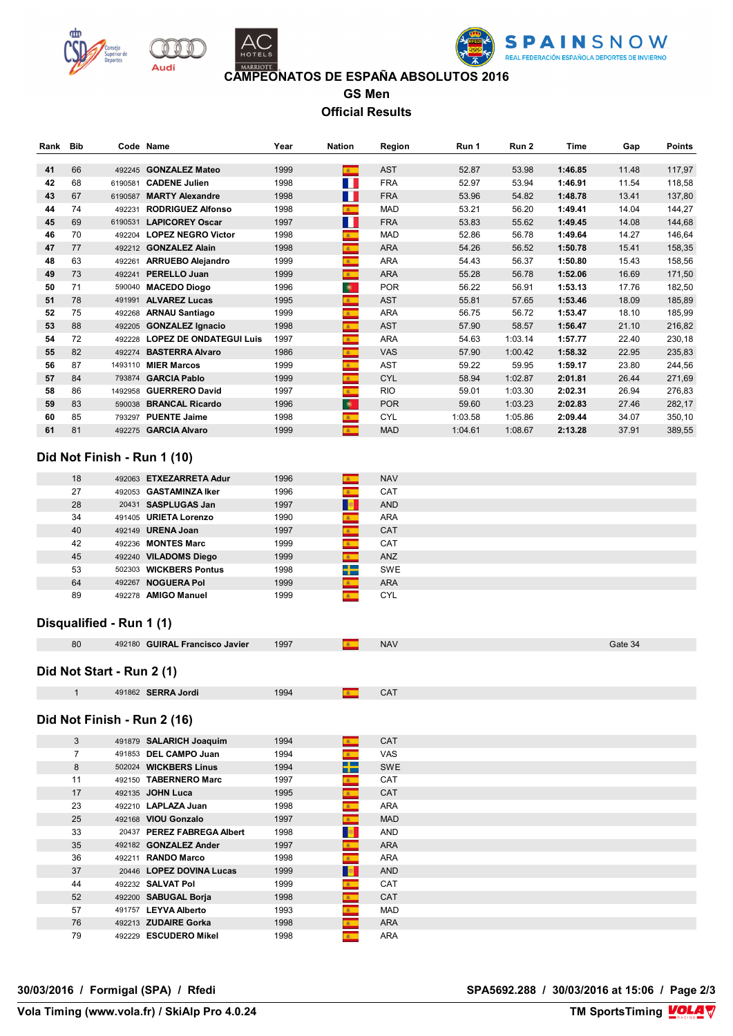# CAMPEONATOS DE ESPAÑA ABSOLUTOS 2016

## GS Men

## Official Results

| Rank | Bib | Code | Name | Year | Nation | Region | Run 1 | Run 2 | Time | Gap | Points |
|---|---|---|---|---|---|---|---|---|---|---|---|
| 41 | 66 | 492245 | GONZALEZ Mateo | 1999 | | AST | 52.87 | 53.98 | 1:46.85 | 11.48 | 117,97 |
| 42 | 68 | 6190581 | CADENE Julien | 1998 | | FRA | 52.97 | 53.94 | 1:46.91 | 11.54 | 118,58 |
| 43 | 67 | 6190587 | MARTY Alexandre | 1998 | | FRA | 53.96 | 54.82 | 1:48.78 | 13.41 | 137,80 |
| 44 | 74 | 492231 | RODRIGUEZ Alfonso | 1998 | | MAD | 53.21 | 56.20 | 1:49.41 | 14.04 | 144,27 |
| 45 | 69 | 6190531 | LAPICOREY Oscar | 1997 | | FRA | 53.83 | 55.62 | 1:49.45 | 14.08 | 144,68 |
| 46 | 70 | 492204 | LOPEZ NEGRO Victor | 1998 | | MAD | 52.86 | 56.78 | 1:49.64 | 14.27 | 146,64 |
| 47 | 77 | 492212 | GONZALEZ Alain | 1998 | | ARA | 54.26 | 56.52 | 1:50.78 | 15.41 | 158,35 |
| 48 | 63 | 492261 | ARRUEBO Alejandro | 1999 | | ARA | 54.43 | 56.37 | 1:50.80 | 15.43 | 158,56 |
| 49 | 73 | 492241 | PERELLO Juan | 1999 | | ARA | 55.28 | 56.78 | 1:52.06 | 16.69 | 171,50 |
| 50 | 71 | 590040 | MACEDO Diogo | 1996 | | POR | 56.22 | 56.91 | 1:53.13 | 17.76 | 182,50 |
| 51 | 78 | 491991 | ALVAREZ Lucas | 1995 | | AST | 55.81 | 57.65 | 1:53.46 | 18.09 | 185,89 |
| 52 | 75 | 492268 | ARNAU Santiago | 1999 | | ARA | 56.75 | 56.72 | 1:53.47 | 18.10 | 185,99 |
| 53 | 88 | 492205 | GONZALEZ Ignacio | 1998 | | AST | 57.90 | 58.57 | 1:56.47 | 21.10 | 216,82 |
| 54 | 72 | 492228 | LOPEZ DE ONDATEGUI Luis | 1997 | | ARA | 54.63 | 1:03.14 | 1:57.77 | 22.40 | 230,18 |
| 55 | 82 | 492274 | BASTERRA Alvaro | 1986 | | VAS | 57.90 | 1:00.42 | 1:58.32 | 22.95 | 235,83 |
| 56 | 87 | 1493110 | MIER Marcos | 1999 | | AST | 59.22 | 59.95 | 1:59.17 | 23.80 | 244,56 |
| 57 | 84 | 793874 | GARCIA Pablo | 1999 | | CYL | 58.94 | 1:02.87 | 2:01.81 | 26.44 | 271,69 |
| 58 | 86 | 1492958 | GUERRERO David | 1997 | | RIO | 59.01 | 1:03.30 | 2:02.31 | 26.94 | 276,83 |
| 59 | 83 | 590038 | BRANCAL Ricardo | 1996 | | POR | 59.60 | 1:03.23 | 2:02.83 | 27.46 | 282,17 |
| 60 | 85 | 793297 | PUENTE Jaime | 1998 | | CYL | 1:03.58 | 1:05.86 | 2:09.44 | 34.07 | 350,10 |
| 61 | 81 | 492275 | GARCIA Alvaro | 1999 | | MAD | 1:04.61 | 1:08.67 | 2:13.28 | 37.91 | 389,55 |

## Did Not Finish - Run 1 (10)

| Bib | Code | Name | Year | Region |
|---|---|---|---|---|
| 18 | 492063 | ETXEZARRETA Adur | 1996 | NAV |
| 27 | 492053 | GASTAMINZA Iker | 1996 | CAT |
| 28 | 20431 | SASPLUGAS Jan | 1997 | AND |
| 34 | 491405 | URIETA Lorenzo | 1990 | ARA |
| 40 | 492149 | URENA Joan | 1997 | CAT |
| 42 | 492236 | MONTES Marc | 1999 | CAT |
| 45 | 492240 | VILADOMS Diego | 1999 | ANZ |
| 53 | 502303 | WICKBERS Pontus | 1998 | SWE |
| 64 | 492267 | NOGUERA Pol | 1999 | ARA |
| 89 | 492278 | AMIGO Manuel | 1999 | CYL |

## Disqualified - Run 1 (1)

| Bib | Code | Name | Year | Region | |
|---|---|---|---|---|---|
| 80 | 492180 | GUIRAL Francisco Javier | 1997 | NAV | Gate 34 |

## Did Not Start - Run 2 (1)

| Bib | Code | Name | Year | Region |
|---|---|---|---|---|
| 1 | 491862 | SERRA Jordi | 1994 | CAT |

## Did Not Finish - Run 2 (16)

| Bib | Code | Name | Year | Region |
|---|---|---|---|---|
| 3 | 491879 | SALARICH Joaquim | 1994 | CAT |
| 7 | 491853 | DEL CAMPO Juan | 1994 | VAS |
| 8 | 502024 | WICKBERS Linus | 1994 | SWE |
| 11 | 492150 | TABERNERO Marc | 1997 | CAT |
| 17 | 492135 | JOHN Luca | 1995 | CAT |
| 23 | 492210 | LAPLAZA Juan | 1998 | ARA |
| 25 | 492168 | VIOU Gonzalo | 1997 | MAD |
| 33 | 20437 | PEREZ FABREGA Albert | 1998 | AND |
| 35 | 492182 | GONZALEZ Ander | 1997 | ARA |
| 36 | 492211 | RANDO Marco | 1998 | ARA |
| 37 | 20446 | LOPEZ DOVINA Lucas | 1999 | AND |
| 44 | 492232 | SALVAT Pol | 1999 | CAT |
| 52 | 492200 | SABUGAL Borja | 1998 | CAT |
| 57 | 491757 | LEYVA Alberto | 1993 | MAD |
| 76 | 492213 | ZUDAIRE Gorka | 1998 | ARA |
| 79 | 492229 | ESCUDERO Mikel | 1998 | ARA |

30/03/2016 / Formigal (SPA) / Rfedi — SPA5692.288 / 30/03/2016 at 15:06

Vola Timing (www.vola.fr) / SkiAlp Pro 4.0.24 — TM SportsTiming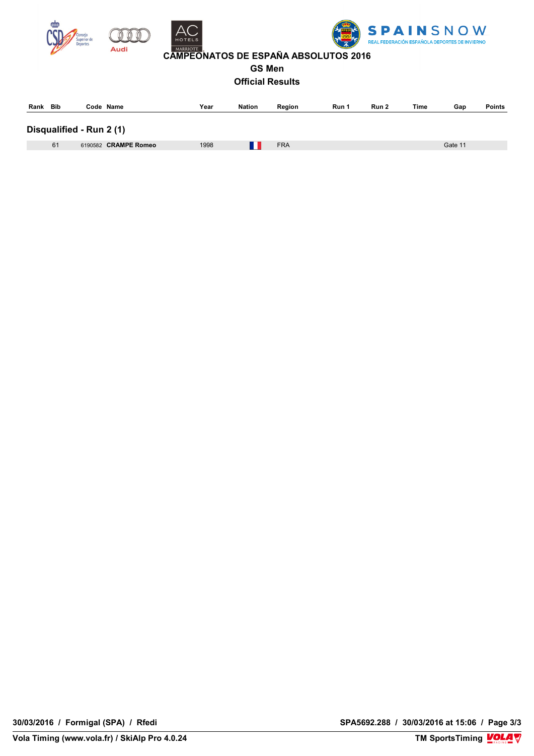# CAMPEONATOS DE ESPAÑA ABSOLUTOS 2016

## GS Men

## Official Results

| Rank | Bib | Code | Name | Year | Nation | Region | Run 1 | Run 2 | Time | Gap | Points |
|---|---|---|---|---|---|---|---|---|---|---|---|

### Disqualified - Run 2 (1)

| Rank | Bib | Code | Name | Year | Nation | Region | Run 1 | Run 2 | Time | Gap | Points |
|---|---|---|---|---|---|---|---|---|---|---|---|
| | 61 | 6190582 | **CRAMPE Romeo** | 1998 | | FRA | | | | Gate 11 | |

30/03/2016 / Formigal (SPA) / Rfedi

SPA5692.288 / 30/03/2016 at 15:06

Vola Timing (www.vola.fr) / SkiAlp Pro 4.0.24

TM SportsTiming